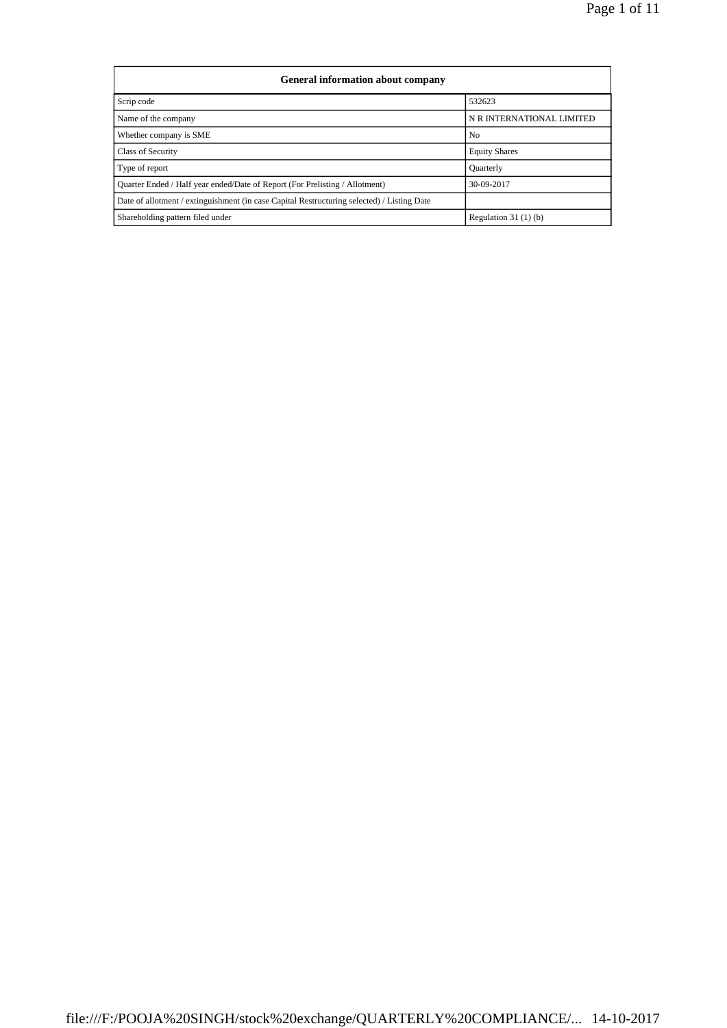| General information about company | |
|---|---|
| Scrip code | 532623 |
| Name of the company | N R INTERNATIONAL LIMITED |
| Whether company is SME | No |
| Class of Security | Equity Shares |
| Type of report | Quarterly |
| Quarter Ended / Half year ended/Date of Report (For Prelisting / Allotment) | 30-09-2017 |
| Date of allotment / extinguishment (in case Capital Restructuring selected) / Listing Date | |
| Shareholding pattern filed under | Regulation 31 (1) (b) |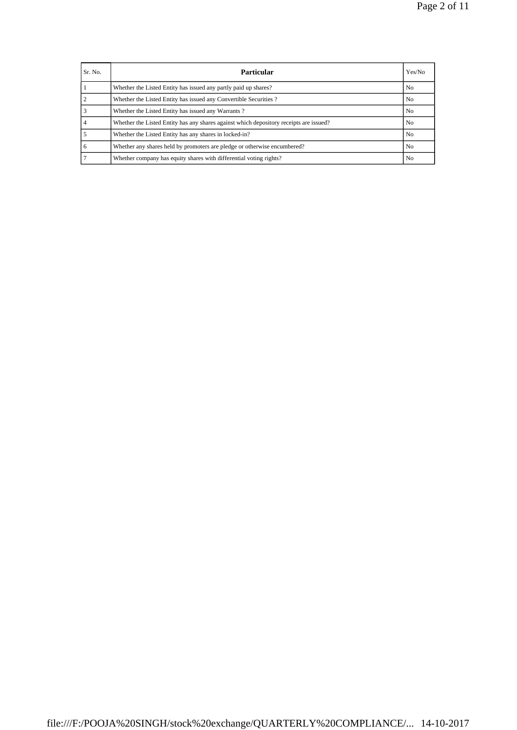| Sr. No. | Particular | Yes/No |
| --- | --- | --- |
| 1 | Whether the Listed Entity has issued any partly paid up shares? | No |
| 2 | Whether the Listed Entity has issued any Convertible Securities ? | No |
| 3 | Whether the Listed Entity has issued any Warrants ? | No |
| 4 | Whether the Listed Entity has any shares against which depository receipts are issued? | No |
| 5 | Whether the Listed Entity has any shares in locked-in? | No |
| 6 | Whether any shares held by promoters are pledge or otherwise encumbered? | No |
| 7 | Whether company has equity shares with differential voting rights? | No |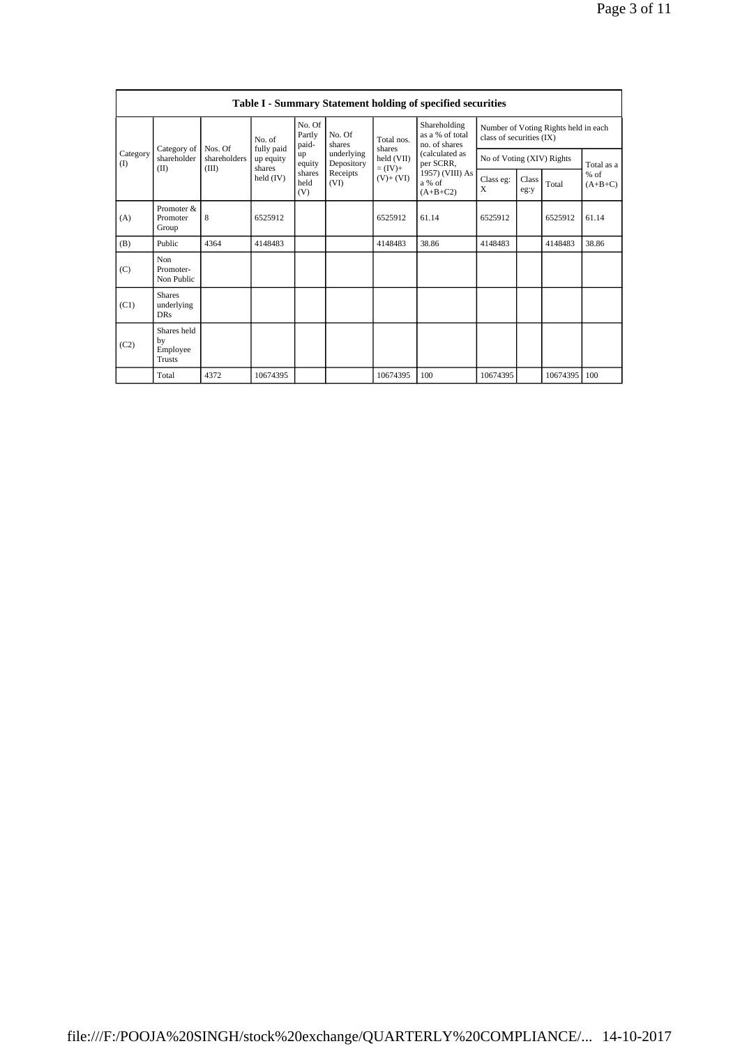| Table I - Summary Statement holding of specified securities | | | | | | | | | | | | |
|---|---|---|---|---|---|---|---|---|---|---|---|---|
| Category (I) | Category of shareholder (II) | Nos. Of shareholders (III) | No. of fully paid up equity shares held (IV) | No. Of Partly paid-up equity shares held (V) | No. Of shares underlying Depository Receipts (VI) | Total nos. shares held (VII) = (IV)+ (V)+ (VI) | Shareholding as a % of total no. of shares (calculated as per SCRR, 1957) (VIII) As a % of (A+B+C2) | Number of Voting Rights held in each class of securities (IX) | | | |
| | | | | | | | | No of Voting (XIV) Rights | | | Total as a % of (A+B+C) |
| | | | | | | | | Class eg: X | Class eg:y | Total | |
| (A) | Promoter & Promoter Group | 8 | 6525912 | | | 6525912 | 61.14 | 6525912 | | 6525912 | 61.14 |
| (B) | Public | 4364 | 4148483 | | | 4148483 | 38.86 | 4148483 | | 4148483 | 38.86 |
| (C) | Non Promoter- Non Public | | | | | | | | | | |
| (C1) | Shares underlying DRs | | | | | | | | | | |
| (C2) | Shares held by Employee Trusts | | | | | | | | | | |
| | Total | 4372 | 10674395 | | | 10674395 | 100 | 10674395 | | 10674395 | 100 |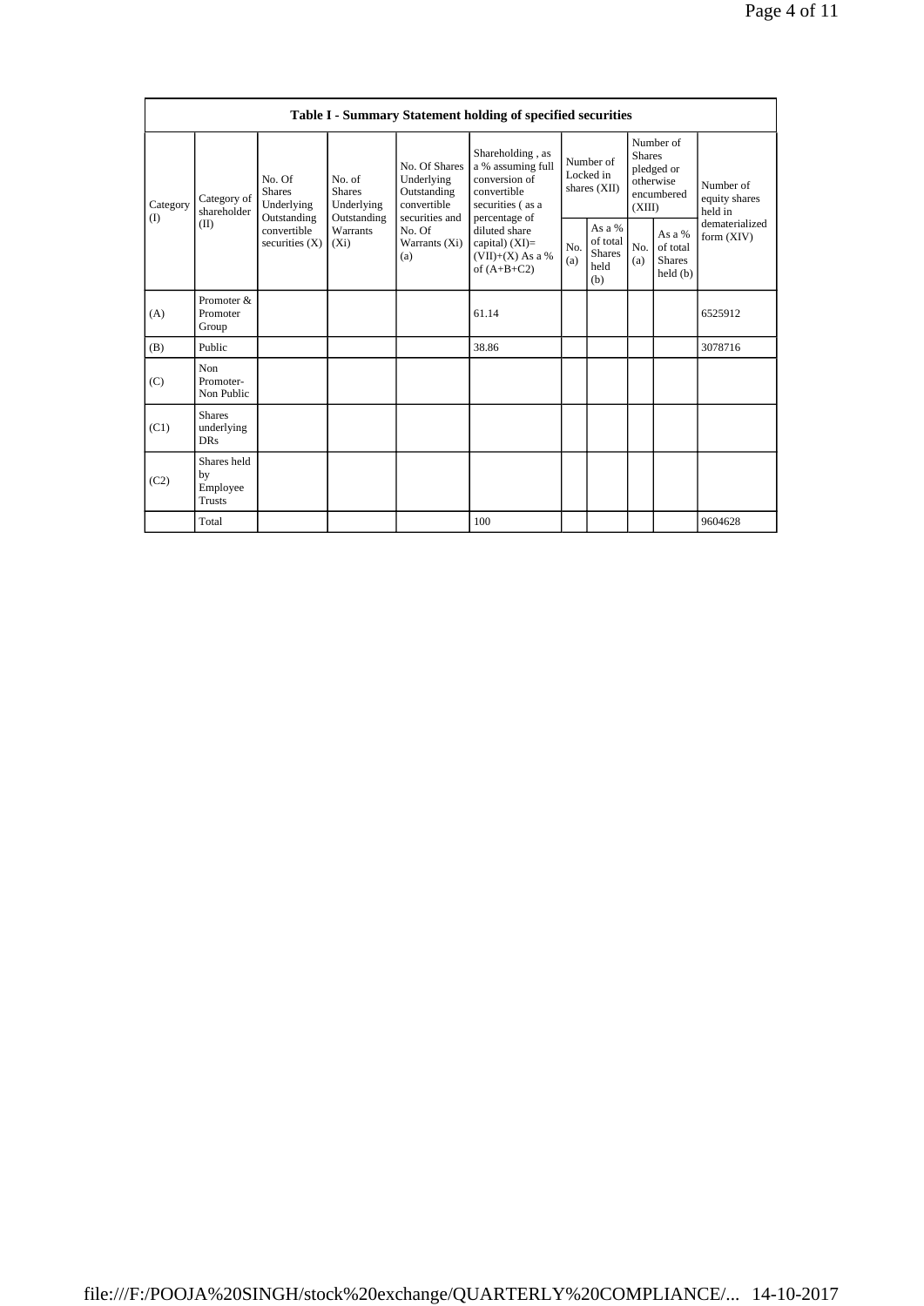| Table I - Summary Statement holding of specified securities | | | | | | | | | | |
|---|---|---|---|---|---|---|---|---|---|---|
| Category (I) | Category of shareholder (II) | No. Of Shares Underlying Outstanding convertible securities (X) | No. of Shares Underlying Outstanding Warrants (Xi) | No. Of Shares Underlying Outstanding convertible securities and No. Of Warrants (Xi) (a) | Shareholding , as a % assuming full conversion of convertible securities ( as a percentage of diluted share capital) (XI)= (VII)+(X) As a % of (A+B+C2) | Number of Locked in shares (XII) | | Number of Shares pledged or otherwise encumbered (XIII) | | Number of equity shares held in dematerialized form (XIV) |
| | | | | | | No. (a) | As a % of total Shares held (b) | No. (a) | As a % of total Shares held (b) | |
| (A) | Promoter & Promoter Group | | | | 61.14 | | | | | 6525912 |
| (B) | Public | | | | 38.86 | | | | | 3078716 |
| (C) | Non Promoter- Non Public | | | | | | | | | |
| (C1) | Shares underlying DRs | | | | | | | | | |
| (C2) | Shares held by Employee Trusts | | | | | | | | | |
| | Total | | | | 100 | | | | | 9604628 |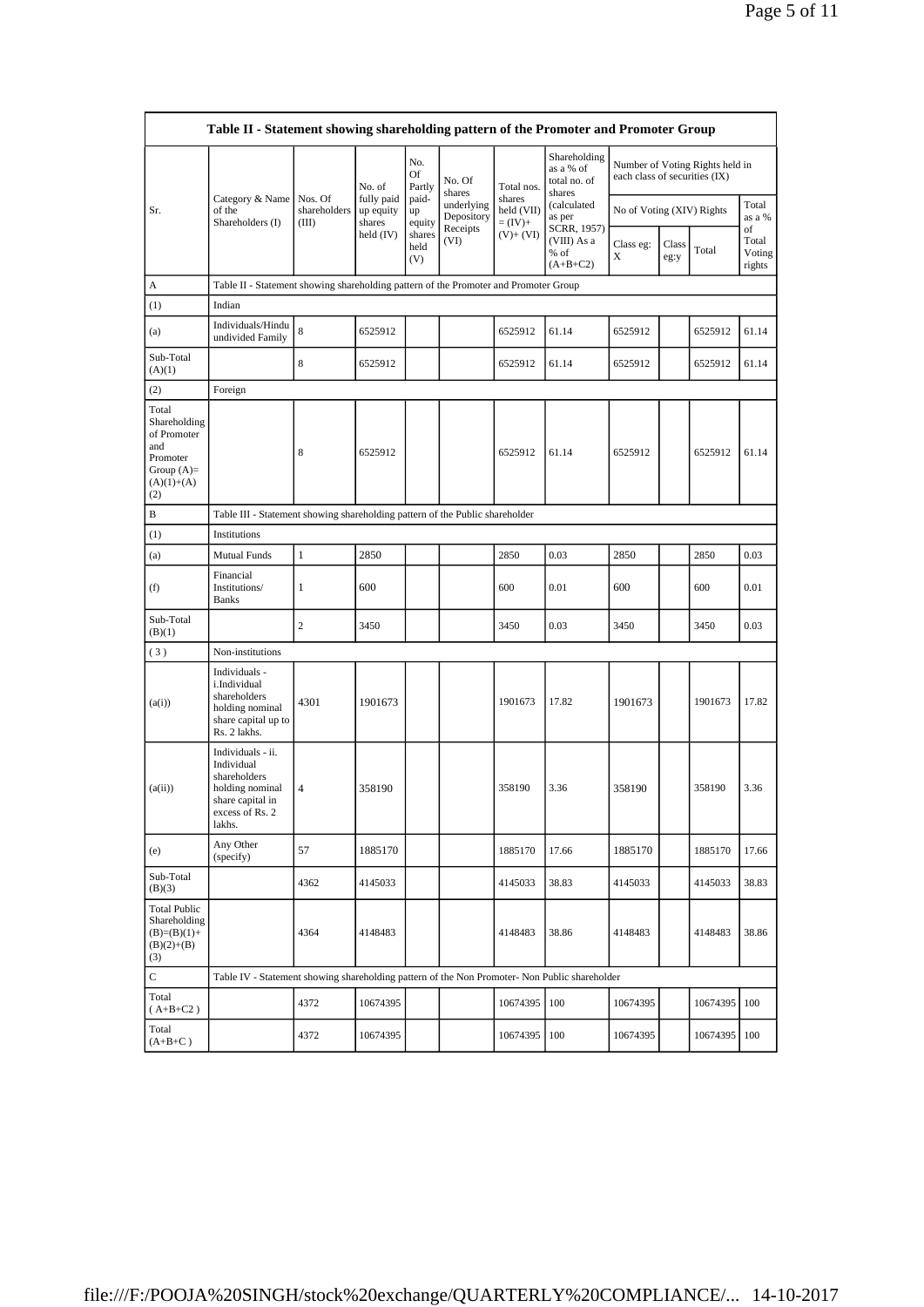| Table II - Statement showing shareholding pattern of the Promoter and Promoter Group | | | | | | | | | | | |
|---|---|---|---|---|---|---|---|---|---|---|---|
| Sr. | Category & Name of the Shareholders (I) | Nos. Of shareholders (III) | No. of fully paid up equity shares held (IV) | No. Of Partly paid-up equity shares held (V) | No. Of shares underlying Depository Receipts (VI) | Total nos. shares held (VII) = (IV)+ (V)+ (VI) | Shareholding as a % of total no. of shares (calculated as per SCRR, 1957) (VIII) As a % of (A+B+C2) | Number of Voting Rights held in each class of securities (IX) | | | |
| | | | | | | | | No of Voting (XIV) Rights | | | Total as a % of Total Voting rights |
| | | | | | | | | Class eg: X | Class eg:y | Total | |
| A | Table II - Statement showing shareholding pattern of the Promoter and Promoter Group | | | | | | | | | | |
| (1) | Indian | | | | | | | | | | |
| (a) | Individuals/Hindu undivided Family | 8 | 6525912 | | | 6525912 | 61.14 | 6525912 | | 6525912 | 61.14 |
| Sub-Total (A)(1) | | 8 | 6525912 | | | 6525912 | 61.14 | 6525912 | | 6525912 | 61.14 |
| (2) | Foreign | | | | | | | | | | |
| Total Shareholding of Promoter and Promoter Group (A)= (A)(1)+(A)(2) | | 8 | 6525912 | | | 6525912 | 61.14 | 6525912 | | 6525912 | 61.14 |
| B | Table III - Statement showing shareholding pattern of the Public shareholder | | | | | | | | | | |
| (1) | Institutions | | | | | | | | | | |
| (a) | Mutual Funds | 1 | 2850 | | | 2850 | 0.03 | 2850 | | 2850 | 0.03 |
| (f) | Financial Institutions/ Banks | 1 | 600 | | | 600 | 0.01 | 600 | | 600 | 0.01 |
| Sub-Total (B)(1) | | 2 | 3450 | | | 3450 | 0.03 | 3450 | | 3450 | 0.03 |
| (3) | Non-institutions | | | | | | | | | | |
| (a(i)) | Individuals - i.Individual shareholders holding nominal share capital up to Rs. 2 lakhs. | 4301 | 1901673 | | | 1901673 | 17.82 | 1901673 | | 1901673 | 17.82 |
| (a(ii)) | Individuals - ii. Individual shareholders holding nominal share capital in excess of Rs. 2 lakhs. | 4 | 358190 | | | 358190 | 3.36 | 358190 | | 358190 | 3.36 |
| (e) | Any Other (specify) | 57 | 1885170 | | | 1885170 | 17.66 | 1885170 | | 1885170 | 17.66 |
| Sub-Total (B)(3) | | 4362 | 4145033 | | | 4145033 | 38.83 | 4145033 | | 4145033 | 38.83 |
| Total Public Shareholding (B)=(B)(1)+(B)(2)+(B)(3) | | 4364 | 4148483 | | | 4148483 | 38.86 | 4148483 | | 4148483 | 38.86 |
| C | Table IV - Statement showing shareholding pattern of the Non Promoter- Non Public shareholder | | | | | | | | | | |
| Total ( A+B+C2 ) | | 4372 | 10674395 | | | 10674395 | 100 | 10674395 | | 10674395 | 100 |
| Total (A+B+C ) | | 4372 | 10674395 | | | 10674395 | 100 | 10674395 | | 10674395 | 100 |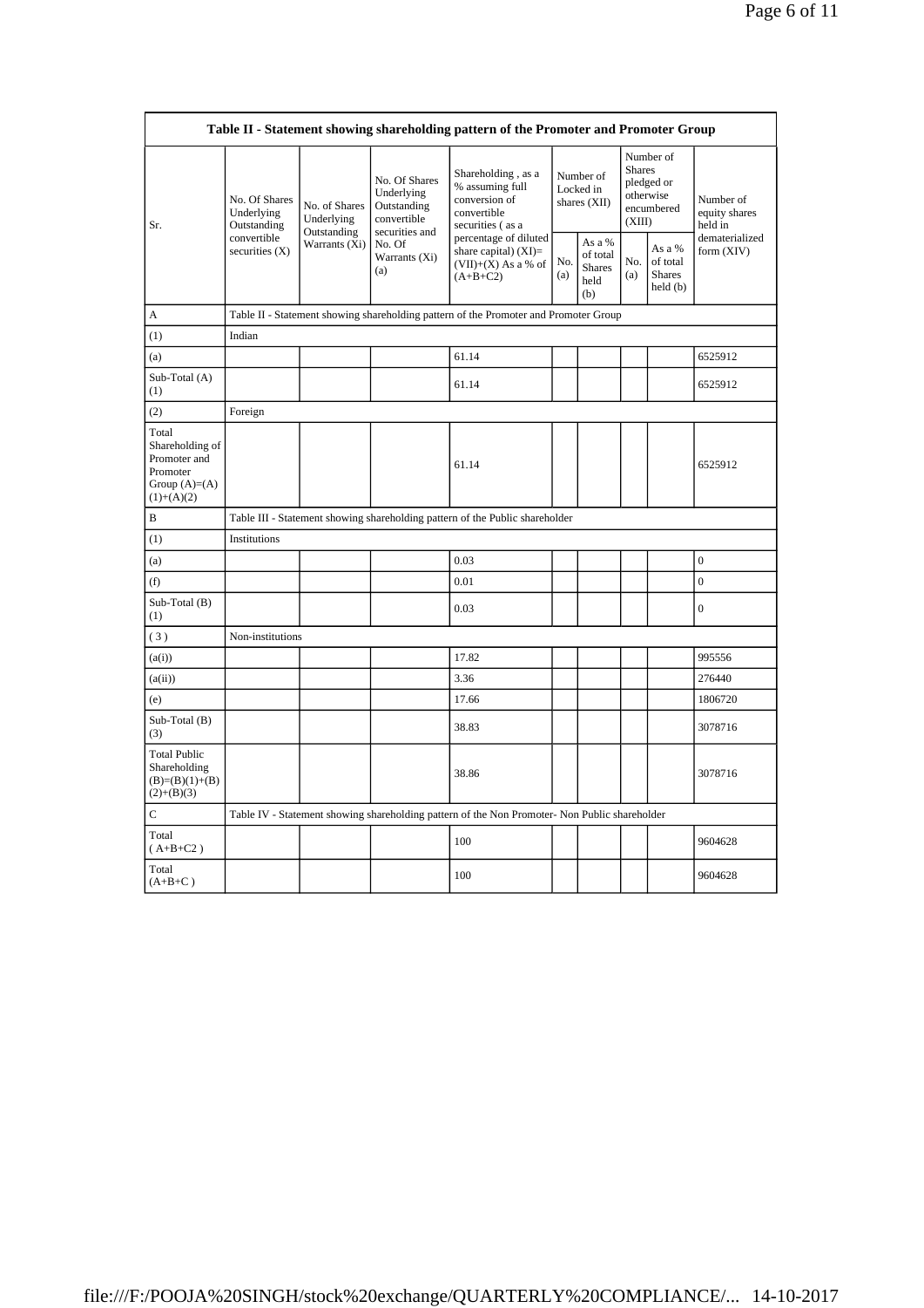| Table II - Statement showing shareholding pattern of the Promoter and Promoter Group | | | | | | | | | |
|---|---|---|---|---|---|---|---|---|---|
| Sr. | No. Of Shares Underlying Outstanding convertible securities (X) | No. of Shares Underlying Outstanding Warrants (Xi) | No. Of Shares Underlying Outstanding convertible securities and No. Of Warrants (Xi) (a) | Shareholding , as a % assuming full conversion of convertible securities ( as a percentage of diluted share capital) (XI)= (VII)+(X) As a % of (A+B+C2) | Number of Locked in shares (XII) | | Number of Shares pledged or otherwise encumbered (XIII) | | Number of equity shares held in dematerialized form (XIV) |
| | | | | | No. (a) | As a % of total Shares held (b) | No. (a) | As a % of total Shares held (b) | |
| A | Table II - Statement showing shareholding pattern of the Promoter and Promoter Group | | | | | | | | |
| (1) | Indian | | | | | | | | |
| (a) | | | | 61.14 | | | | | 6525912 |
| Sub-Total (A) (1) | | | | 61.14 | | | | | 6525912 |
| (2) | Foreign | | | | | | | | |
| Total Shareholding of Promoter and Promoter Group (A)=(A)(1)+(A)(2) | | | | 61.14 | | | | | 6525912 |
| B | Table III - Statement showing shareholding pattern of the Public shareholder | | | | | | | | |
| (1) | Institutions | | | | | | | | |
| (a) | | | | 0.03 | | | | | 0 |
| (f) | | | | 0.01 | | | | | 0 |
| Sub-Total (B) (1) | | | | 0.03 | | | | | 0 |
| ( 3 ) | Non-institutions | | | | | | | | |
| (a(i)) | | | | 17.82 | | | | | 995556 |
| (a(ii)) | | | | 3.36 | | | | | 276440 |
| (e) | | | | 17.66 | | | | | 1806720 |
| Sub-Total (B) (3) | | | | 38.83 | | | | | 3078716 |
| Total Public Shareholding (B)=(B)(1)+(B)(2)+(B)(3) | | | | 38.86 | | | | | 3078716 |
| C | Table IV - Statement showing shareholding pattern of the Non Promoter- Non Public shareholder | | | | | | | | |
| Total ( A+B+C2 ) | | | | 100 | | | | | 9604628 |
| Total (A+B+C ) | | | | 100 | | | | | 9604628 |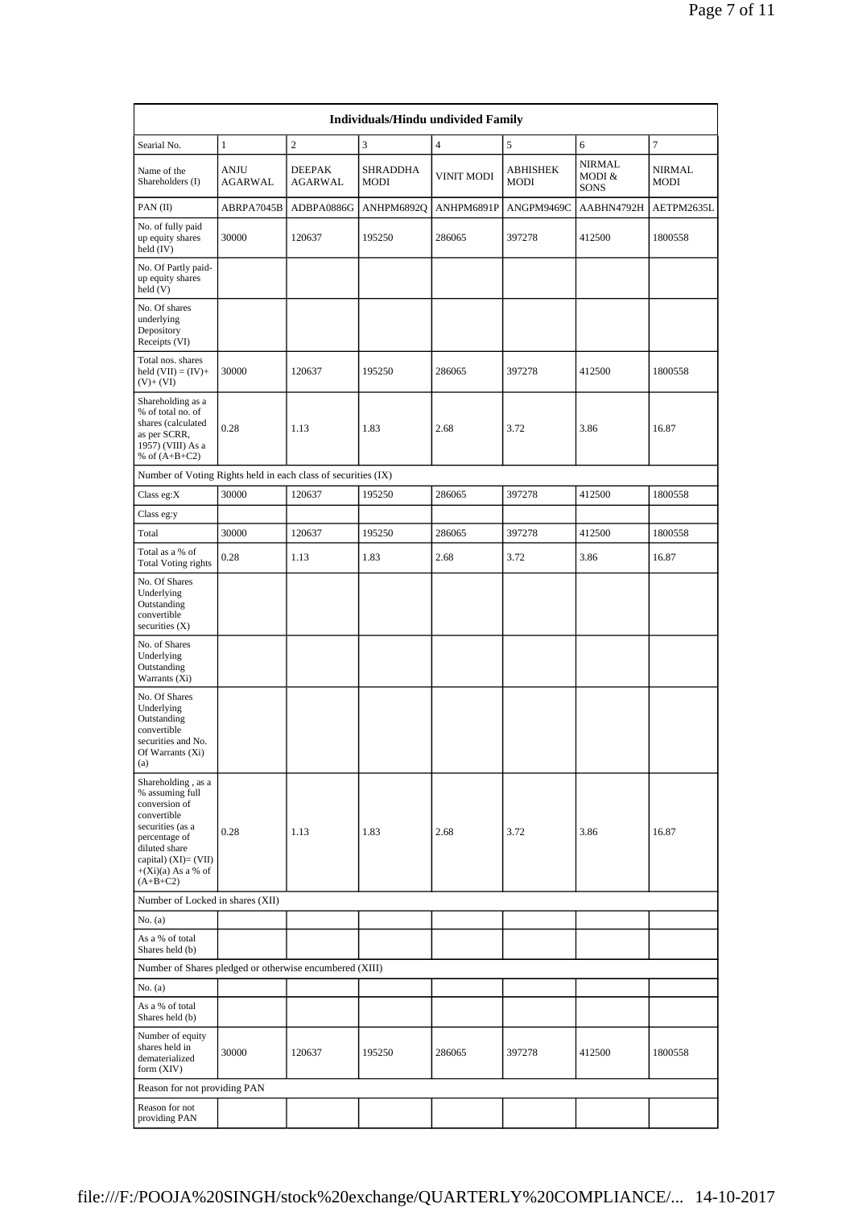| Individuals/Hindu undivided Family | | | | | | | |
|---|---|---|---|---|---|---|---|
| Searial No. | 1 | 2 | 3 | 4 | 5 | 6 | 7 |
| Name of the Shareholders (I) | ANJU AGARWAL | DEEPAK AGARWAL | SHRADDHA MODI | VINIT MODI | ABHISHEK MODI | NIRMAL MODI & SONS | NIRMAL MODI |
| PAN (II) | ABRPA7045B | ADBPA0886G | ANHPM6892Q | ANHPM6891P | ANGPM9469C | AABHN4792H | AETPM2635L |
| No. of fully paid up equity shares held (IV) | 30000 | 120637 | 195250 | 286065 | 397278 | 412500 | 1800558 |
| No. Of Partly paid-up equity shares held (V) | | | | | | | |
| No. Of shares underlying Depository Receipts (VI) | | | | | | | |
| Total nos. shares held (VII) = (IV)+(V)+ (VI) | 30000 | 120637 | 195250 | 286065 | 397278 | 412500 | 1800558 |
| Shareholding as a % of total no. of shares (calculated as per SCRR, 1957) (VIII) As a % of (A+B+C2) | 0.28 | 1.13 | 1.83 | 2.68 | 3.72 | 3.86 | 16.87 |
| Number of Voting Rights held in each class of securities (IX) | | | | | | | |
| Class eg:X | 30000 | 120637 | 195250 | 286065 | 397278 | 412500 | 1800558 |
| Class eg:y | | | | | | | |
| Total | 30000 | 120637 | 195250 | 286065 | 397278 | 412500 | 1800558 |
| Total as a % of Total Voting rights | 0.28 | 1.13 | 1.83 | 2.68 | 3.72 | 3.86 | 16.87 |
| No. Of Shares Underlying Outstanding convertible securities (X) | | | | | | | |
| No. of Shares Underlying Outstanding Warrants (Xi) | | | | | | | |
| No. Of Shares Underlying Outstanding convertible securities and No. Of Warrants (Xi) (a) | | | | | | | |
| Shareholding , as a % assuming full conversion of convertible securities (as a percentage of diluted share capital) (XI)= (VII)+(Xi)(a) As a % of (A+B+C2) | 0.28 | 1.13 | 1.83 | 2.68 | 3.72 | 3.86 | 16.87 |
| Number of Locked in shares (XII) | | | | | | | |
| No. (a) | | | | | | | |
| As a % of total Shares held (b) | | | | | | | |
| Number of Shares pledged or otherwise encumbered (XIII) | | | | | | | |
| No. (a) | | | | | | | |
| As a % of total Shares held (b) | | | | | | | |
| Number of equity shares held in dematerialized form (XIV) | 30000 | 120637 | 195250 | 286065 | 397278 | 412500 | 1800558 |
| Reason for not providing PAN | | | | | | | |
| Reason for not providing PAN | | | | | | | |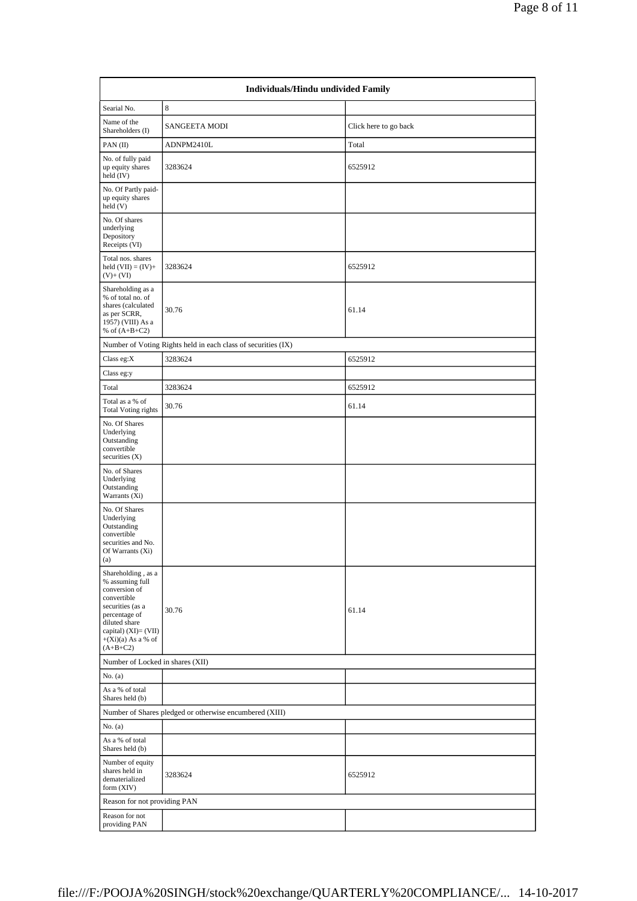| Individuals/Hindu undivided Family | | |
|---|---|---|
| Searial No. | 8 | |
| Name of the Shareholders (I) | SANGEETA MODI | Click here to go back |
| PAN (II) | ADNPM2410L | Total |
| No. of fully paid up equity shares held (IV) | 3283624 | 6525912 |
| No. Of Partly paid-up equity shares held (V) | | |
| No. Of shares underlying Depository Receipts (VI) | | |
| Total nos. shares held (VII) = (IV)+ (V)+ (VI) | 3283624 | 6525912 |
| Shareholding as a % of total no. of shares (calculated as per SCRR, 1957) (VIII) As a % of (A+B+C2) | 30.76 | 61.14 |
| Number of Voting Rights held in each class of securities (IX) | | |
| Class eg:X | 3283624 | 6525912 |
| Class eg:y | | |
| Total | 3283624 | 6525912 |
| Total as a % of Total Voting rights | 30.76 | 61.14 |
| No. Of Shares Underlying Outstanding convertible securities (X) | | |
| No. of Shares Underlying Outstanding Warrants (Xi) | | |
| No. Of Shares Underlying Outstanding convertible securities and No. Of Warrants (Xi) (a) | | |
| Shareholding , as a % assuming full conversion of convertible securities (as a percentage of diluted share capital) (XI)= (VII)+(Xi)(a) As a % of (A+B+C2) | 30.76 | 61.14 |
| Number of Locked in shares (XII) | | |
| No. (a) | | |
| As a % of total Shares held (b) | | |
| Number of Shares pledged or otherwise encumbered (XIII) | | |
| No. (a) | | |
| As a % of total Shares held (b) | | |
| Number of equity shares held in dematerialized form (XIV) | 3283624 | 6525912 |
| Reason for not providing PAN | | |
| Reason for not providing PAN | | |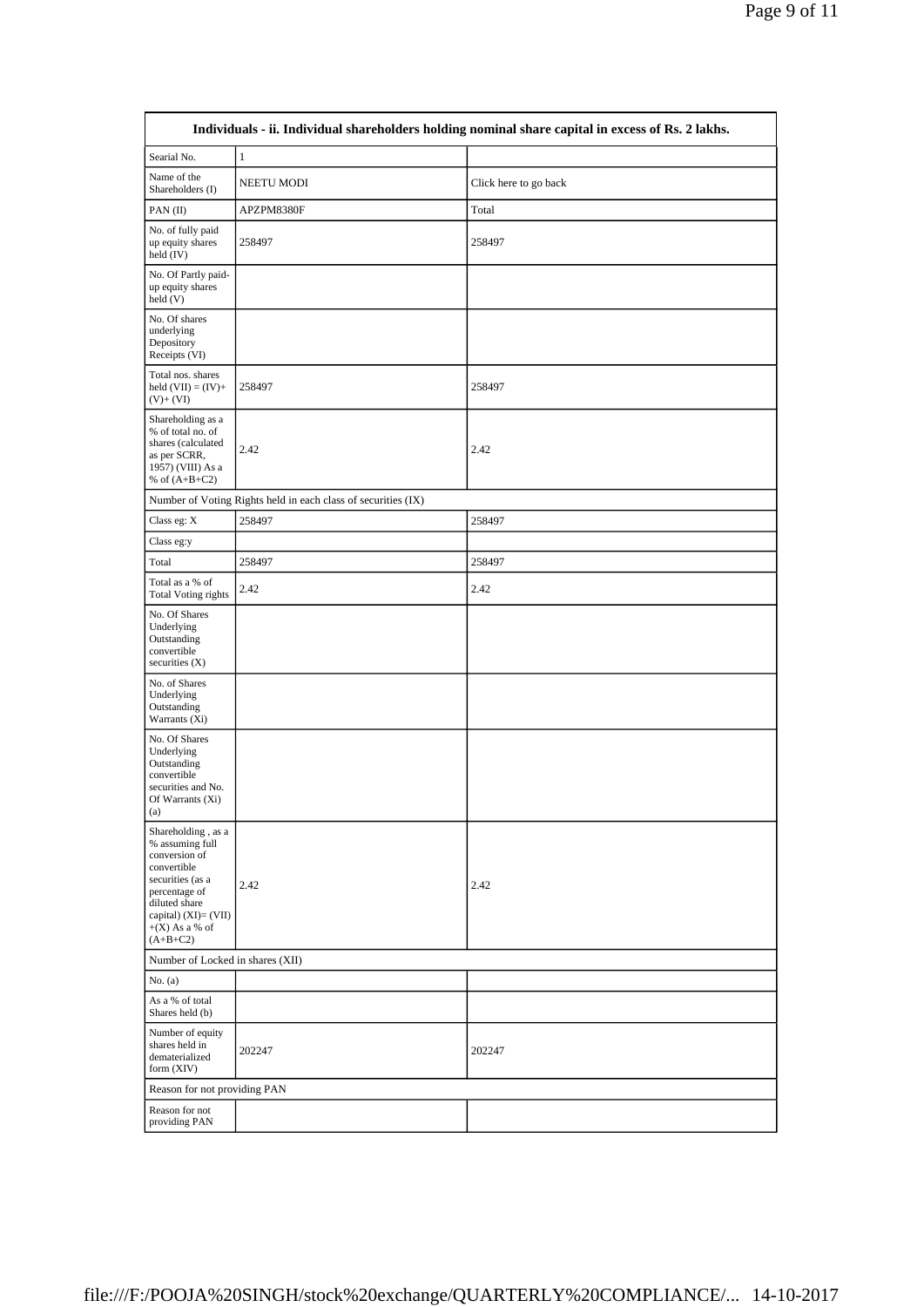| Individuals - ii. Individual shareholders holding nominal share capital in excess of Rs. 2 lakhs. | | |
|---|---|---|
| Searial No. | 1 | |
| Name of the Shareholders (I) | NEETU MODI | Click here to go back |
| PAN (II) | APZPM8380F | Total |
| No. of fully paid up equity shares held (IV) | 258497 | 258497 |
| No. Of Partly paid-up equity shares held (V) | | |
| No. Of shares underlying Depository Receipts (VI) | | |
| Total nos. shares held (VII) = (IV)+(V)+ (VI) | 258497 | 258497 |
| Shareholding as a % of total no. of shares (calculated as per SCRR, 1957) (VIII) As a % of (A+B+C2) | 2.42 | 2.42 |
| Number of Voting Rights held in each class of securities (IX) | | |
| Class eg: X | 258497 | 258497 |
| Class eg:y | | |
| Total | 258497 | 258497 |
| Total as a % of Total Voting rights | 2.42 | 2.42 |
| No. Of Shares Underlying Outstanding convertible securities (X) | | |
| No. of Shares Underlying Outstanding Warrants (Xi) | | |
| No. Of Shares Underlying Outstanding convertible securities and No. Of Warrants (Xi) (a) | | |
| Shareholding , as a % assuming full conversion of convertible securities (as a percentage of diluted share capital) (XI)= (VII)+(X) As a % of (A+B+C2) | 2.42 | 2.42 |
| Number of Locked in shares (XII) | | |
| No. (a) | | |
| As a % of total Shares held (b) | | |
| Number of equity shares held in dematerialized form (XIV) | 202247 | 202247 |
| Reason for not providing PAN | | |
| Reason for not providing PAN | | |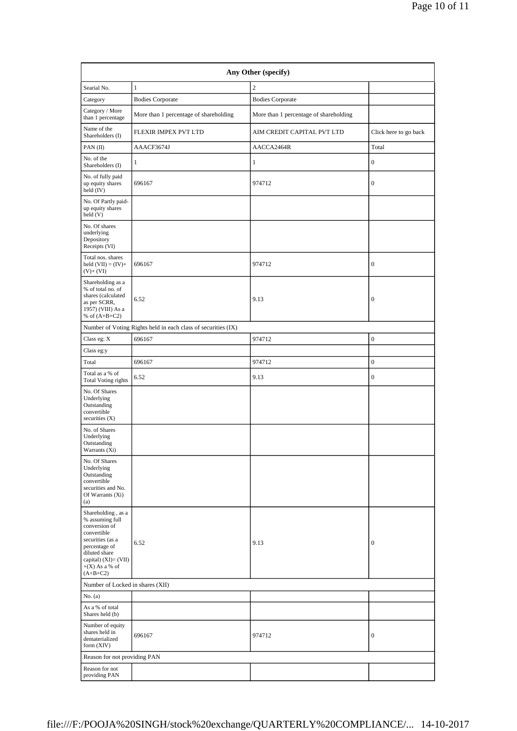| Any Other (specify) | | | |
|---|---|---|---|
| Searial No. | 1 | 2 | |
| Category | Bodies Corporate | Bodies Corporate | |
| Category / More than 1 percentage | More than 1 percentage of shareholding | More than 1 percentage of shareholding | |
| Name of the Shareholders (I) | FLEXIR IMPEX PVT LTD | AIM CREDIT CAPITAL PVT LTD | Click here to go back |
| PAN (II) | AAACF3674J | AACCA2464R | Total |
| No. of the Shareholders (I) | 1 | 1 | 0 |
| No. of fully paid up equity shares held (IV) | 696167 | 974712 | 0 |
| No. Of Partly paid-up equity shares held (V) | | | |
| No. Of shares underlying Depository Receipts (VI) | | | |
| Total nos. shares held (VII) = (IV)+ (V)+ (VI) | 696167 | 974712 | 0 |
| Shareholding as a % of total no. of shares (calculated as per SCRR, 1957) (VIII) As a % of (A+B+C2) | 6.52 | 9.13 | 0 |
| Number of Voting Rights held in each class of securities (IX) | | | |
| Class eg: X | 696167 | 974712 | 0 |
| Class eg:y | | | |
| Total | 696167 | 974712 | 0 |
| Total as a % of Total Voting rights | 6.52 | 9.13 | 0 |
| No. Of Shares Underlying Outstanding convertible securities (X) | | | |
| No. of Shares Underlying Outstanding Warrants (Xi) | | | |
| No. Of Shares Underlying Outstanding convertible securities and No. Of Warrants (Xi) (a) | | | |
| Shareholding , as a % assuming full conversion of convertible securities (as a percentage of diluted share capital) (XI)= (VII) +(X) As a % of (A+B+C2) | 6.52 | 9.13 | 0 |
| Number of Locked in shares (XII) | | | |
| No. (a) | | | |
| As a % of total Shares held (b) | | | |
| Number of equity shares held in dematerialized form (XIV) | 696167 | 974712 | 0 |
| Reason for not providing PAN | | | |
| Reason for not providing PAN | | | |